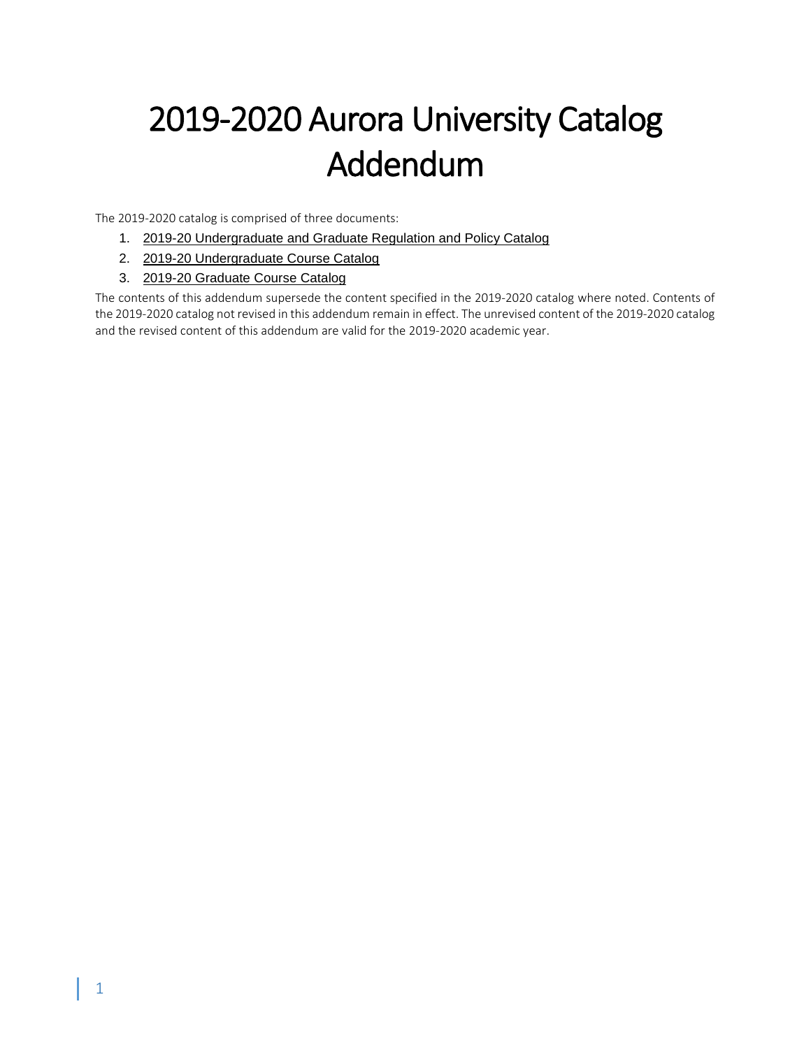# 2019-2020 Aurora University Catalog Addendum

The 2019-2020 catalog is comprised of three documents:

1. 2019-20 Undergraduate and Graduate Regulation and Policy Catalog
2. 2019-20 Undergraduate Course Catalog
3. 2019-20 Graduate Course Catalog

The contents of this addendum supersede the content specified in the 2019-2020 catalog where noted. Contents of the 2019-2020 catalog not revised in this addendum remain in effect. The unrevised content of the 2019-2020 catalog and the revised content of this addendum are valid for the 2019-2020 academic year.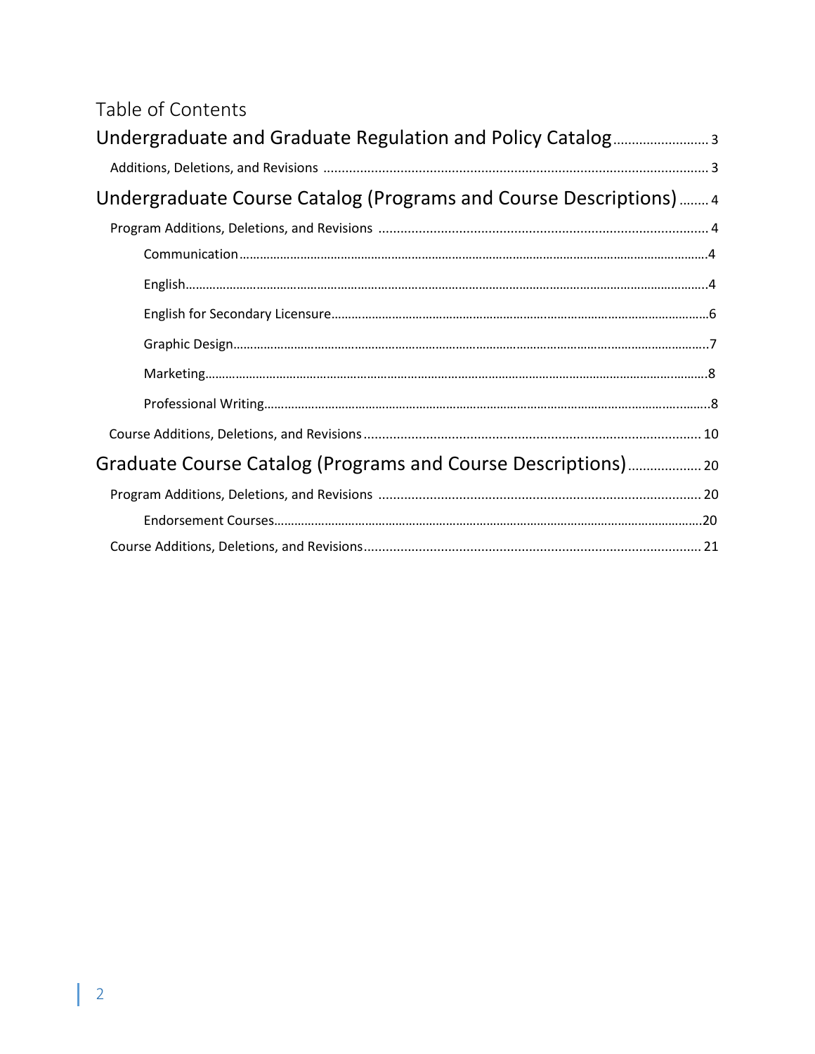# Table of Contents

Undergraduate and Graduate Regulation and Policy Catalog .......................... 3

- Additions, Deletions, and Revisions .......................................................................................... 3

Undergraduate Course Catalog (Programs and Course Descriptions) ........ 4

- Program Additions, Deletions, and Revisions .......................................................................................... 4
  - Communication .......................................................................................................................................... 4
  - English .......................................................................................................................................................... 4
  - English for Secondary Licensure ................................................................................................................. 6
  - Graphic Design ............................................................................................................................................ 7
  - Marketing ...................................................................................................................................................... 8
  - Professional Writing ..................................................................................................................................... 8
- Course Additions, Deletions, and Revisions .......................................................................................... 10

Graduate Course Catalog (Programs and Course Descriptions) .................... 20

- Program Additions, Deletions, and Revisions .......................................................................................... 20
  - Endorsement Courses .................................................................................................................................. 20
- Course Additions, Deletions, and Revisions .......................................................................................... 21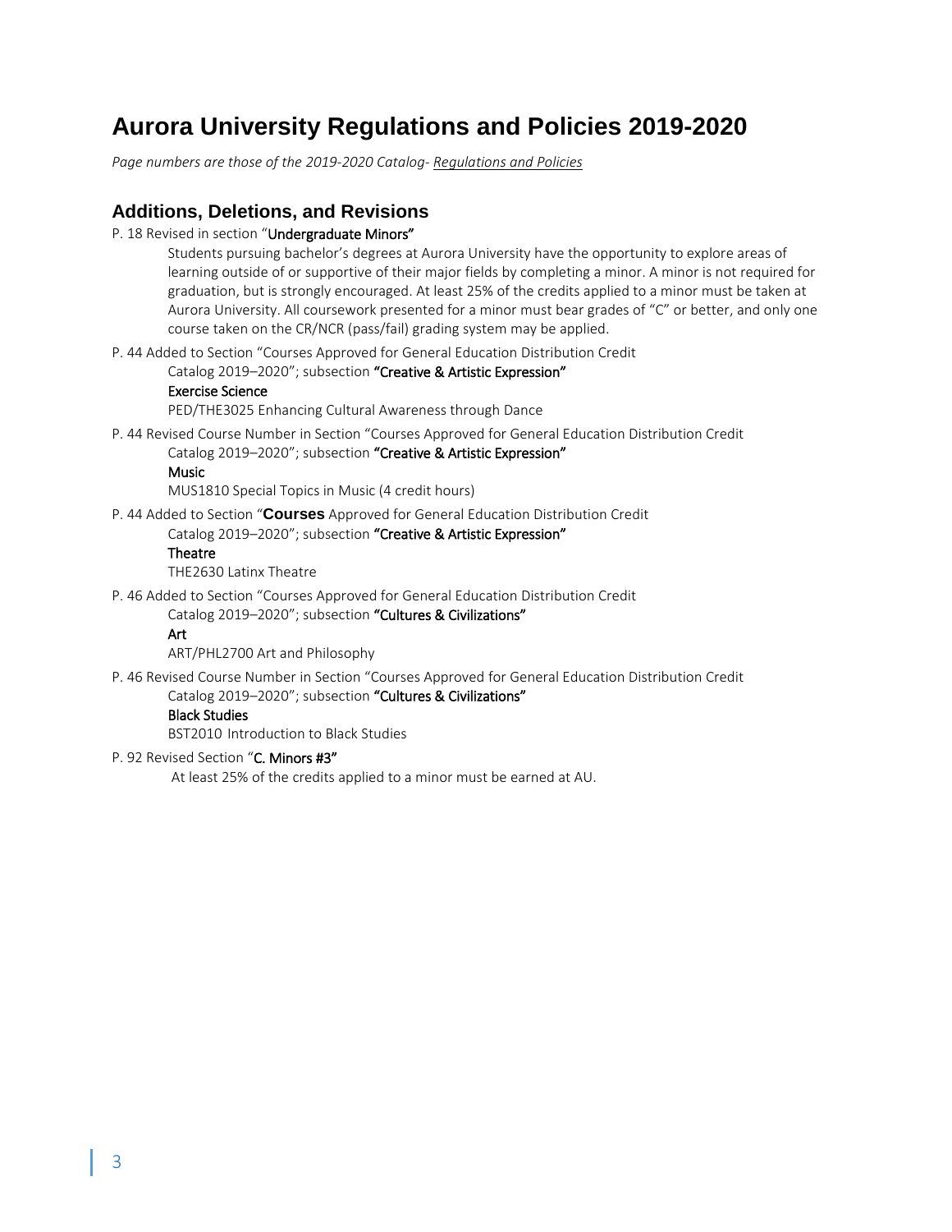# Aurora University Regulations and Policies 2019-2020

*Page numbers are those of the 2019-2020 Catalog- Regulations and Policies*

## Additions, Deletions, and Revisions

P. 18 Revised in section "**Undergraduate Minors**"

> Students pursuing bachelor's degrees at Aurora University have the opportunity to explore areas of learning outside of or supportive of their major fields by completing a minor. A minor is not required for graduation, but is strongly encouraged. At least 25% of the credits applied to a minor must be taken at Aurora University. All coursework presented for a minor must bear grades of "C" or better, and only one course taken on the CR/NCR (pass/fail) grading system may be applied.

P. 44 Added to Section "Courses Approved for General Education Distribution Credit

> Catalog 2019–2020"; subsection **"Creative & Artistic Expression"**
>
> **Exercise Science**
>
> PED/THE3025 Enhancing Cultural Awareness through Dance

P. 44 Revised Course Number in Section "Courses Approved for General Education Distribution Credit

> Catalog 2019–2020"; subsection **"Creative & Artistic Expression"**
>
> **Music**
>
> MUS1810 Special Topics in Music (4 credit hours)

P. 44 Added to Section "**Courses** Approved for General Education Distribution Credit

> Catalog 2019–2020"; subsection **"Creative & Artistic Expression"**
>
> **Theatre**
>
> THE2630 Latinx Theatre

P. 46 Added to Section "Courses Approved for General Education Distribution Credit

> Catalog 2019–2020"; subsection **"Cultures & Civilizations"**
>
> **Art**
>
> ART/PHL2700 Art and Philosophy

P. 46 Revised Course Number in Section "Courses Approved for General Education Distribution Credit

> Catalog 2019–2020"; subsection **"Cultures & Civilizations"**
>
> **Black Studies**
>
> BST2010 Introduction to Black Studies

P. 92 Revised Section "**C. Minors #3"**

> At least 25% of the credits applied to a minor must be earned at AU.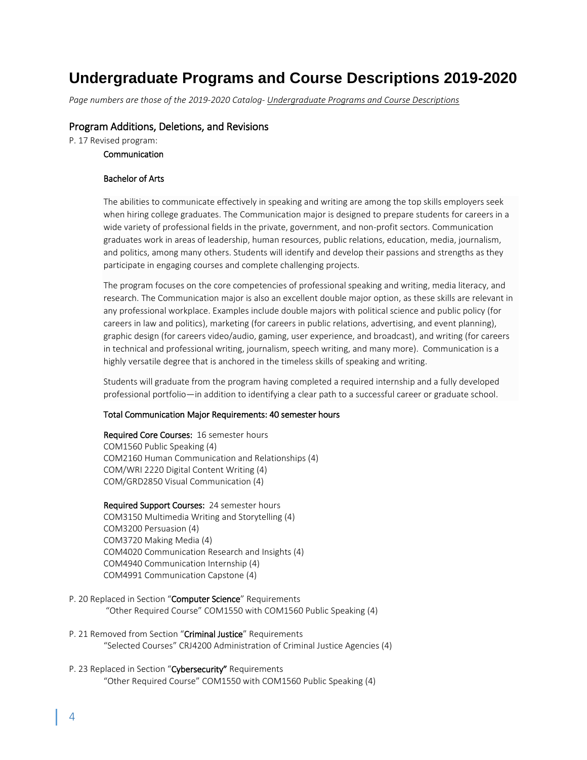# Undergraduate Programs and Course Descriptions 2019-2020

*Page numbers are those of the 2019-2020 Catalog- Undergraduate Programs and Course Descriptions*

## Program Additions, Deletions, and Revisions

P. 17 Revised program:

**Communication**

**Bachelor of Arts**

The abilities to communicate effectively in speaking and writing are among the top skills employers seek when hiring college graduates. The Communication major is designed to prepare students for careers in a wide variety of professional fields in the private, government, and non-profit sectors. Communication graduates work in areas of leadership, human resources, public relations, education, media, journalism, and politics, among many others. Students will identify and develop their passions and strengths as they participate in engaging courses and complete challenging projects.

The program focuses on the core competencies of professional speaking and writing, media literacy, and research. The Communication major is also an excellent double major option, as these skills are relevant in any professional workplace. Examples include double majors with political science and public policy (for careers in law and politics), marketing (for careers in public relations, advertising, and event planning), graphic design (for careers video/audio, gaming, user experience, and broadcast), and writing (for careers in technical and professional writing, journalism, speech writing, and many more). Communication is a highly versatile degree that is anchored in the timeless skills of speaking and writing.

Students will graduate from the program having completed a required internship and a fully developed professional portfolio—in addition to identifying a clear path to a successful career or graduate school.

**Total Communication Major Requirements: 40 semester hours**

**Required Core Courses:** 16 semester hours
COM1560 Public Speaking (4)
COM2160 Human Communication and Relationships (4)
COM/WRI 2220 Digital Content Writing (4)
COM/GRD2850 Visual Communication (4)

**Required Support Courses:** 24 semester hours
COM3150 Multimedia Writing and Storytelling (4)
COM3200 Persuasion (4)
COM3720 Making Media (4)
COM4020 Communication Research and Insights (4)
COM4940 Communication Internship (4)
COM4991 Communication Capstone (4)

P. 20 Replaced in Section "**Computer Science**" Requirements
"Other Required Course" COM1550 with COM1560 Public Speaking (4)

P. 21 Removed from Section "**Criminal Justice**" Requirements
"Selected Courses" CRJ4200 Administration of Criminal Justice Agencies (4)

P. 23 Replaced in Section "**Cybersecurity"** Requirements
"Other Required Course" COM1550 with COM1560 Public Speaking (4)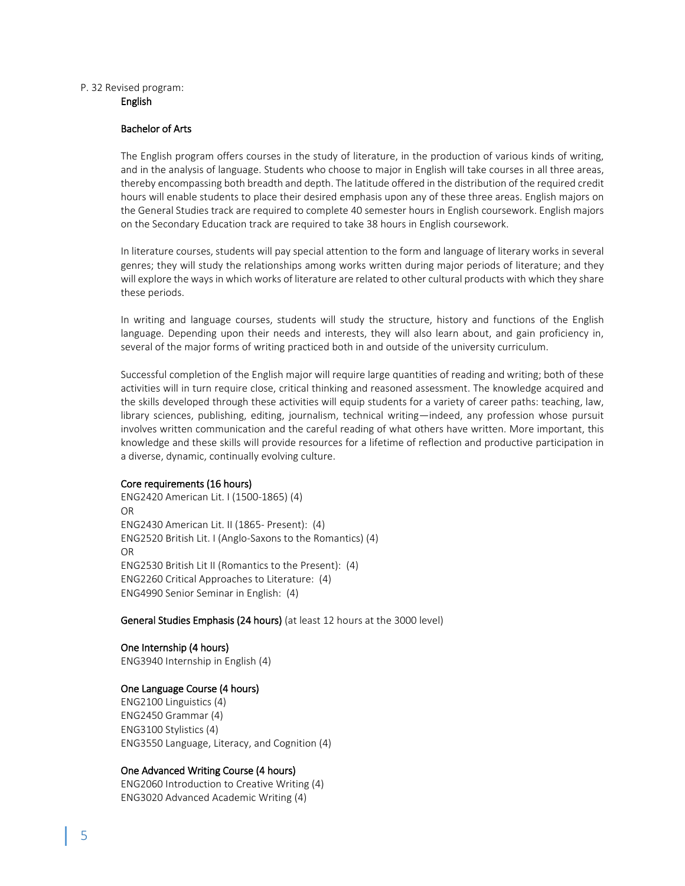P. 32 Revised program:

## English

### Bachelor of Arts

The English program offers courses in the study of literature, in the production of various kinds of writing, and in the analysis of language. Students who choose to major in English will take courses in all three areas, thereby encompassing both breadth and depth. The latitude offered in the distribution of the required credit hours will enable students to place their desired emphasis upon any of these three areas. English majors on the General Studies track are required to complete 40 semester hours in English coursework. English majors on the Secondary Education track are required to take 38 hours in English coursework.

In literature courses, students will pay special attention to the form and language of literary works in several genres; they will study the relationships among works written during major periods of literature; and they will explore the ways in which works of literature are related to other cultural products with which they share these periods.

In writing and language courses, students will study the structure, history and functions of the English language. Depending upon their needs and interests, they will also learn about, and gain proficiency in, several of the major forms of writing practiced both in and outside of the university curriculum.

Successful completion of the English major will require large quantities of reading and writing; both of these activities will in turn require close, critical thinking and reasoned assessment. The knowledge acquired and the skills developed through these activities will equip students for a variety of career paths: teaching, law, library sciences, publishing, editing, journalism, technical writing—indeed, any profession whose pursuit involves written communication and the careful reading of what others have written. More important, this knowledge and these skills will provide resources for a lifetime of reflection and productive participation in a diverse, dynamic, continually evolving culture.

#### Core requirements (16 hours)

ENG2420 American Lit. I (1500-1865) (4)
OR
ENG2430 American Lit. II (1865- Present): (4)
ENG2520 British Lit. I (Anglo-Saxons to the Romantics) (4)
OR
ENG2530 British Lit II (Romantics to the Present): (4)
ENG2260 Critical Approaches to Literature: (4)
ENG4990 Senior Seminar in English: (4)

#### General Studies Emphasis (24 hours) (at least 12 hours at the 3000 level)

#### One Internship (4 hours)

ENG3940 Internship in English (4)

#### One Language Course (4 hours)

ENG2100 Linguistics (4)
ENG2450 Grammar (4)
ENG3100 Stylistics (4)
ENG3550 Language, Literacy, and Cognition (4)

#### One Advanced Writing Course (4 hours)

ENG2060 Introduction to Creative Writing (4)
ENG3020 Advanced Academic Writing (4)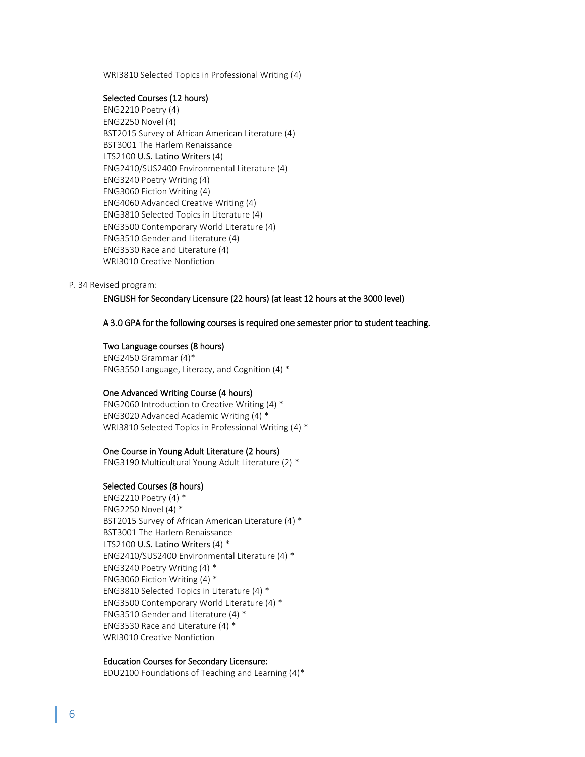WRI3810 Selected Topics in Professional Writing (4)

**Selected Courses (12 hours)**

ENG2210 Poetry (4)
ENG2250 Novel (4)
BST2015 Survey of African American Literature (4)
BST3001 The Harlem Renaissance
LTS2100 U.S. Latino Writers (4)
ENG2410/SUS2400 Environmental Literature (4)
ENG3240 Poetry Writing (4)
ENG3060 Fiction Writing (4)
ENG4060 Advanced Creative Writing (4)
ENG3810 Selected Topics in Literature (4)
ENG3500 Contemporary World Literature (4)
ENG3510 Gender and Literature (4)
ENG3530 Race and Literature (4)
WRI3010 Creative Nonfiction

P. 34 Revised program:

**ENGLISH for Secondary Licensure (22 hours) (at least 12 hours at the 3000 level)**

**A 3.0 GPA for the following courses is required one semester prior to student teaching.**

**Two Language courses (8 hours)**

ENG2450 Grammar (4)*
ENG3550 Language, Literacy, and Cognition (4) *

**One Advanced Writing Course (4 hours)**

ENG2060 Introduction to Creative Writing (4) *
ENG3020 Advanced Academic Writing (4) *
WRI3810 Selected Topics in Professional Writing (4) *

**One Course in Young Adult Literature (2 hours)**

ENG3190 Multicultural Young Adult Literature (2) *

**Selected Courses (8 hours)**

ENG2210 Poetry (4) *
ENG2250 Novel (4) *
BST2015 Survey of African American Literature (4) *
BST3001 The Harlem Renaissance
LTS2100 U.S. Latino Writers (4) *
ENG2410/SUS2400 Environmental Literature (4) *
ENG3240 Poetry Writing (4) *
ENG3060 Fiction Writing (4) *
ENG3810 Selected Topics in Literature (4) *
ENG3500 Contemporary World Literature (4) *
ENG3510 Gender and Literature (4) *
ENG3530 Race and Literature (4) *
WRI3010 Creative Nonfiction

**Education Courses for Secondary Licensure:**

EDU2100 Foundations of Teaching and Learning (4)*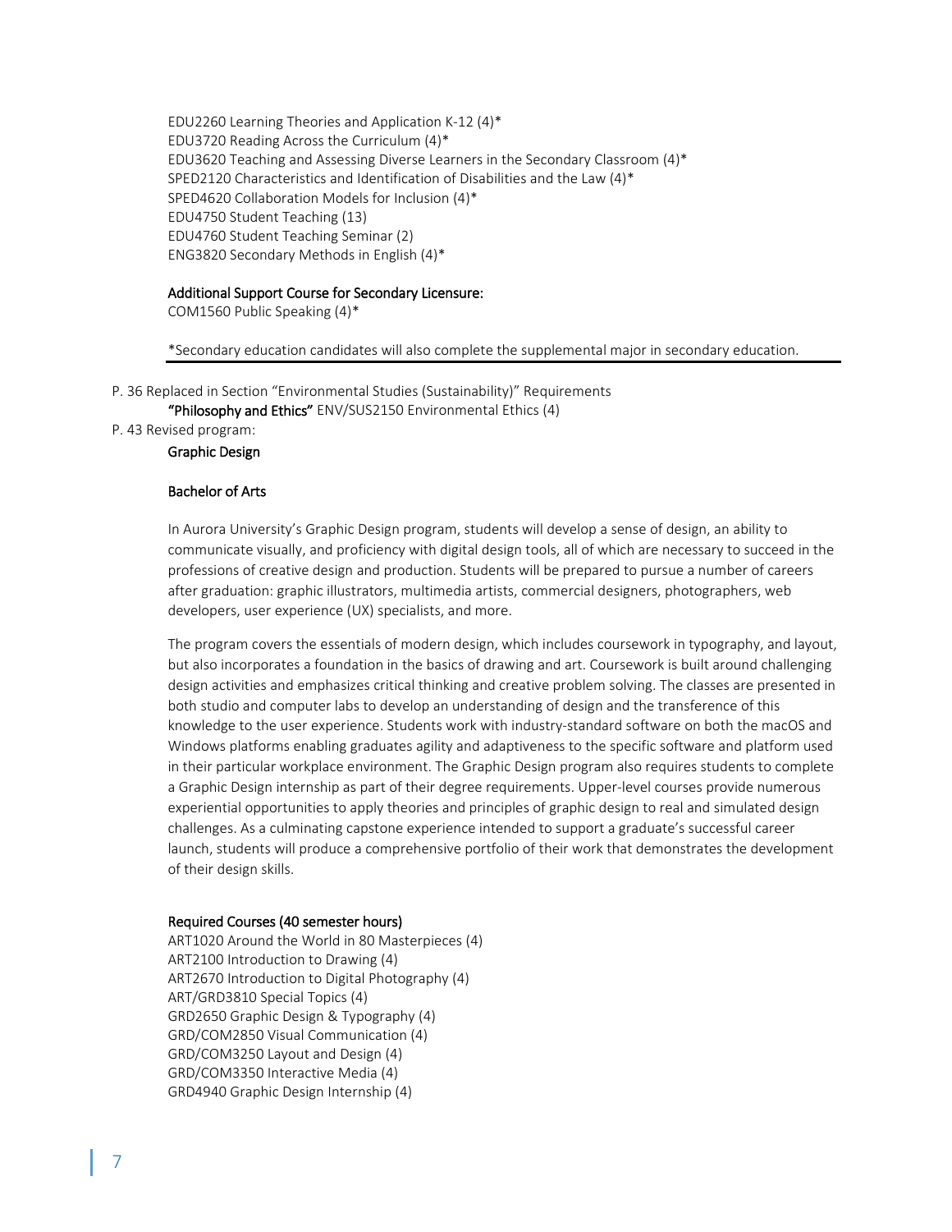EDU2260 Learning Theories and Application K-12 (4)*
EDU3720 Reading Across the Curriculum (4)*
EDU3620 Teaching and Assessing Diverse Learners in the Secondary Classroom (4)*
SPED2120 Characteristics and Identification of Disabilities and the Law (4)*
SPED4620 Collaboration Models for Inclusion (4)*
EDU4750 Student Teaching (13)
EDU4760 Student Teaching Seminar (2)
ENG3820 Secondary Methods in English (4)*

**Additional Support Course for Secondary Licensure:**
COM1560 Public Speaking (4)*

*Secondary education candidates will also complete the supplemental major in secondary education.

---

P. 36 Replaced in Section "Environmental Studies (Sustainability)" Requirements
**"Philosophy and Ethics"** ENV/SUS2150 Environmental Ethics (4)

P. 43 Revised program:

**Graphic Design**

**Bachelor of Arts**

In Aurora University's Graphic Design program, students will develop a sense of design, an ability to communicate visually, and proficiency with digital design tools, all of which are necessary to succeed in the professions of creative design and production. Students will be prepared to pursue a number of careers after graduation: graphic illustrators, multimedia artists, commercial designers, photographers, web developers, user experience (UX) specialists, and more.

The program covers the essentials of modern design, which includes coursework in typography, and layout, but also incorporates a foundation in the basics of drawing and art. Coursework is built around challenging design activities and emphasizes critical thinking and creative problem solving. The classes are presented in both studio and computer labs to develop an understanding of design and the transference of this knowledge to the user experience. Students work with industry-standard software on both the macOS and Windows platforms enabling graduates agility and adaptiveness to the specific software and platform used in their particular workplace environment. The Graphic Design program also requires students to complete a Graphic Design internship as part of their degree requirements. Upper-level courses provide numerous experiential opportunities to apply theories and principles of graphic design to real and simulated design challenges. As a culminating capstone experience intended to support a graduate's successful career launch, students will produce a comprehensive portfolio of their work that demonstrates the development of their design skills.

**Required Courses (40 semester hours)**
ART1020 Around the World in 80 Masterpieces (4)
ART2100 Introduction to Drawing (4)
ART2670 Introduction to Digital Photography (4)
ART/GRD3810 Special Topics (4)
GRD2650 Graphic Design & Typography (4)
GRD/COM2850 Visual Communication (4)
GRD/COM3250 Layout and Design (4)
GRD/COM3350 Interactive Media (4)
GRD4940 Graphic Design Internship (4)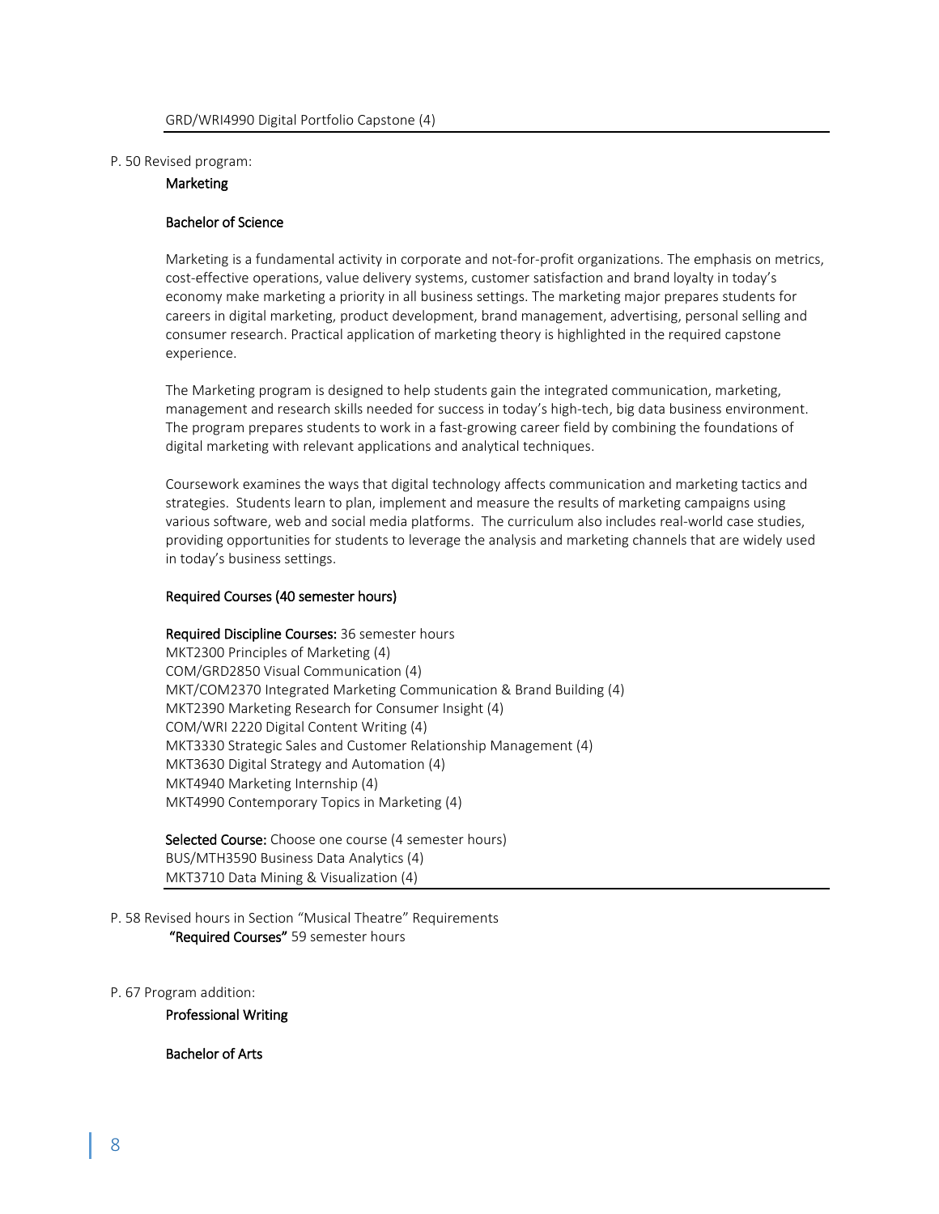GRD/WRI4990 Digital Portfolio Capstone (4)

---

P. 50 Revised program:

**Marketing**

**Bachelor of Science**

Marketing is a fundamental activity in corporate and not-for-profit organizations. The emphasis on metrics, cost-effective operations, value delivery systems, customer satisfaction and brand loyalty in today's economy make marketing a priority in all business settings. The marketing major prepares students for careers in digital marketing, product development, brand management, advertising, personal selling and consumer research. Practical application of marketing theory is highlighted in the required capstone experience.

The Marketing program is designed to help students gain the integrated communication, marketing, management and research skills needed for success in today's high-tech, big data business environment. The program prepares students to work in a fast-growing career field by combining the foundations of digital marketing with relevant applications and analytical techniques.

Coursework examines the ways that digital technology affects communication and marketing tactics and strategies. Students learn to plan, implement and measure the results of marketing campaigns using various software, web and social media platforms. The curriculum also includes real-world case studies, providing opportunities for students to leverage the analysis and marketing channels that are widely used in today's business settings.

**Required Courses (40 semester hours)**

**Required Discipline Courses:** 36 semester hours
MKT2300 Principles of Marketing (4)
COM/GRD2850 Visual Communication (4)
MKT/COM2370 Integrated Marketing Communication & Brand Building (4)
MKT2390 Marketing Research for Consumer Insight (4)
COM/WRI 2220 Digital Content Writing (4)
MKT3330 Strategic Sales and Customer Relationship Management (4)
MKT3630 Digital Strategy and Automation (4)
MKT4940 Marketing Internship (4)
MKT4990 Contemporary Topics in Marketing (4)

**Selected Course:** Choose one course (4 semester hours)
BUS/MTH3590 Business Data Analytics (4)
MKT3710 Data Mining & Visualization (4)

---

P. 58 Revised hours in Section "Musical Theatre" Requirements
**"Required Courses"** 59 semester hours

P. 67 Program addition:

**Professional Writing**

**Bachelor of Arts**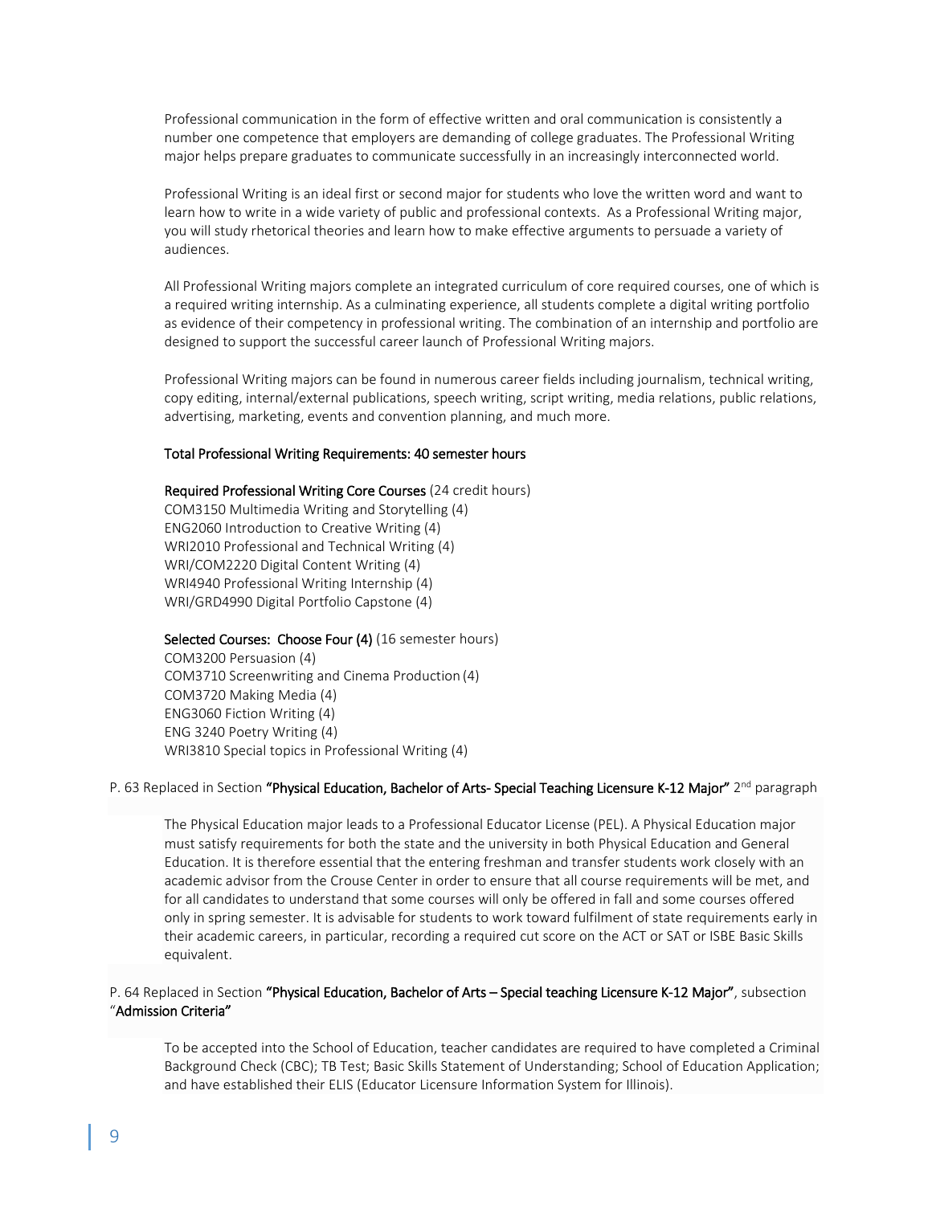Professional communication in the form of effective written and oral communication is consistently a number one competence that employers are demanding of college graduates. The Professional Writing major helps prepare graduates to communicate successfully in an increasingly interconnected world.

Professional Writing is an ideal first or second major for students who love the written word and want to learn how to write in a wide variety of public and professional contexts. As a Professional Writing major, you will study rhetorical theories and learn how to make effective arguments to persuade a variety of audiences.

All Professional Writing majors complete an integrated curriculum of core required courses, one of which is a required writing internship. As a culminating experience, all students complete a digital writing portfolio as evidence of their competency in professional writing. The combination of an internship and portfolio are designed to support the successful career launch of Professional Writing majors.

Professional Writing majors can be found in numerous career fields including journalism, technical writing, copy editing, internal/external publications, speech writing, script writing, media relations, public relations, advertising, marketing, events and convention planning, and much more.

**Total Professional Writing Requirements: 40 semester hours**

**Required Professional Writing Core Courses** (24 credit hours)
COM3150 Multimedia Writing and Storytelling (4)
ENG2060 Introduction to Creative Writing (4)
WRI2010 Professional and Technical Writing (4)
WRI/COM2220 Digital Content Writing (4)
WRI4940 Professional Writing Internship (4)
WRI/GRD4990 Digital Portfolio Capstone (4)

**Selected Courses: Choose Four (4)** (16 semester hours)
COM3200 Persuasion (4)
COM3710 Screenwriting and Cinema Production (4)
COM3720 Making Media (4)
ENG3060 Fiction Writing (4)
ENG 3240 Poetry Writing (4)
WRI3810 Special topics in Professional Writing (4)

P. 63 Replaced in Section **"Physical Education, Bachelor of Arts- Special Teaching Licensure K-12 Major"** 2nd paragraph

The Physical Education major leads to a Professional Educator License (PEL). A Physical Education major must satisfy requirements for both the state and the university in both Physical Education and General Education. It is therefore essential that the entering freshman and transfer students work closely with an academic advisor from the Crouse Center in order to ensure that all course requirements will be met, and for all candidates to understand that some courses will only be offered in fall and some courses offered only in spring semester. It is advisable for students to work toward fulfilment of state requirements early in their academic careers, in particular, recording a required cut score on the ACT or SAT or ISBE Basic Skills equivalent.

P. 64 Replaced in Section **"Physical Education, Bachelor of Arts – Special teaching Licensure K-12 Major"**, subsection "**Admission Criteria"**

To be accepted into the School of Education, teacher candidates are required to have completed a Criminal Background Check (CBC); TB Test; Basic Skills Statement of Understanding; School of Education Application; and have established their ELIS (Educator Licensure Information System for Illinois).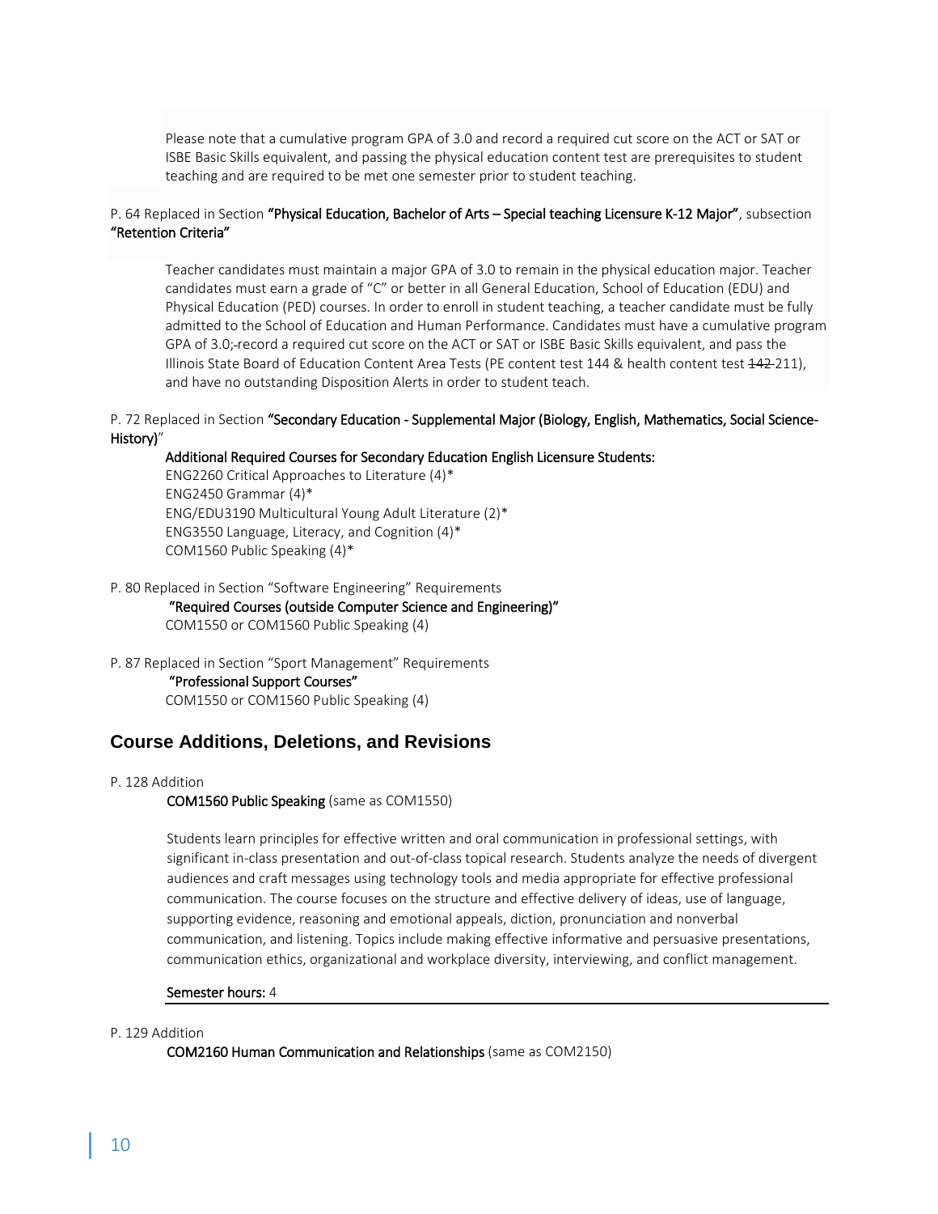Please note that a cumulative program GPA of 3.0 and record a required cut score on the ACT or SAT or ISBE Basic Skills equivalent, and passing the physical education content test are prerequisites to student teaching and are required to be met one semester prior to student teaching.

P. 64 Replaced in Section **"Physical Education, Bachelor of Arts – Special teaching Licensure K-12 Major"**, subsection **"Retention Criteria"**

Teacher candidates must maintain a major GPA of 3.0 to remain in the physical education major. Teacher candidates must earn a grade of "C" or better in all General Education, School of Education (EDU) and Physical Education (PED) courses. In order to enroll in student teaching, a teacher candidate must be fully admitted to the School of Education and Human Performance. Candidates must have a cumulative program GPA of 3.0; ~~-~~record a required cut score on the ACT or SAT or ISBE Basic Skills equivalent, and pass the Illinois State Board of Education Content Area Tests (PE content test 144 & health content test ~~142~~ 211), and have no outstanding Disposition Alerts in order to student teach.

P. 72 Replaced in Section **"Secondary Education - Supplemental Major (Biology, English, Mathematics, Social Science-History)**"

**Additional Required Courses for Secondary Education English Licensure Students:**
ENG2260 Critical Approaches to Literature (4)*
ENG2450 Grammar (4)*
ENG/EDU3190 Multicultural Young Adult Literature (2)*
ENG3550 Language, Literacy, and Cognition (4)*
COM1560 Public Speaking (4)*

P. 80 Replaced in Section "Software Engineering" Requirements
**"Required Courses (outside Computer Science and Engineering)"**
COM1550 or COM1560 Public Speaking (4)

P. 87 Replaced in Section "Sport Management" Requirements
**"Professional Support Courses"**
COM1550 or COM1560 Public Speaking (4)

## Course Additions, Deletions, and Revisions

P. 128 Addition
**COM1560 Public Speaking** (same as COM1550)

Students learn principles for effective written and oral communication in professional settings, with significant in-class presentation and out-of-class topical research. Students analyze the needs of divergent audiences and craft messages using technology tools and media appropriate for effective professional communication. The course focuses on the structure and effective delivery of ideas, use of language, supporting evidence, reasoning and emotional appeals, diction, pronunciation and nonverbal communication, and listening. Topics include making effective informative and persuasive presentations, communication ethics, organizational and workplace diversity, interviewing, and conflict management.

**Semester hours:** 4

---

P. 129 Addition
**COM2160 Human Communication and Relationships** (same as COM2150)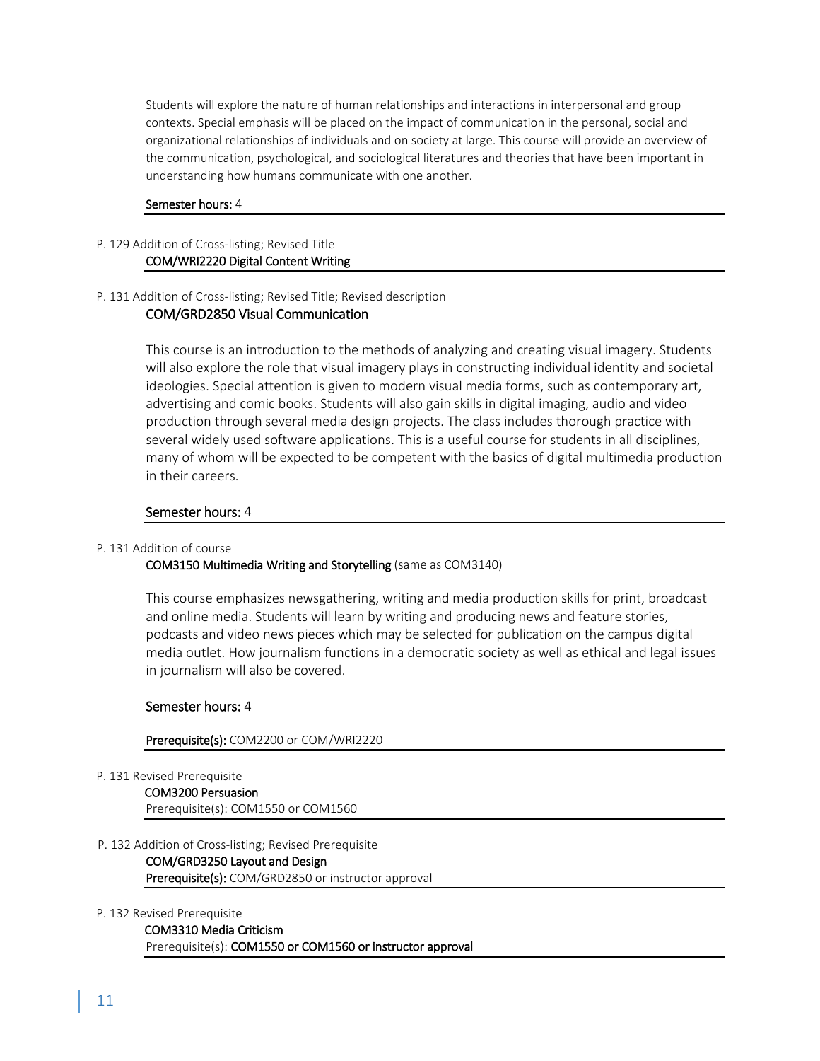Students will explore the nature of human relationships and interactions in interpersonal and group contexts. Special emphasis will be placed on the impact of communication in the personal, social and organizational relationships of individuals and on society at large. This course will provide an overview of the communication, psychological, and sociological literatures and theories that have been important in understanding how humans communicate with one another.

**Semester hours:** 4

---

P. 129 Addition of Cross-listing; Revised Title

**COM/WRI2220 Digital Content Writing**

---

P. 131 Addition of Cross-listing; Revised Title; Revised description

**COM/GRD2850 Visual Communication**

This course is an introduction to the methods of analyzing and creating visual imagery. Students will also explore the role that visual imagery plays in constructing individual identity and societal ideologies. Special attention is given to modern visual media forms, such as contemporary art, advertising and comic books. Students will also gain skills in digital imaging, audio and video production through several media design projects. The class includes thorough practice with several widely used software applications. This is a useful course for students in all disciplines, many of whom will be expected to be competent with the basics of digital multimedia production in their careers.

**Semester hours:** 4

---

P. 131 Addition of course

**COM3150 Multimedia Writing and Storytelling** (same as COM3140)

This course emphasizes newsgathering, writing and media production skills for print, broadcast and online media. Students will learn by writing and producing news and feature stories, podcasts and video news pieces which may be selected for publication on the campus digital media outlet. How journalism functions in a democratic society as well as ethical and legal issues in journalism will also be covered.

**Semester hours:** 4

**Prerequisite(s):** COM2200 or COM/WRI2220

---

P. 131 Revised Prerequisite

**COM3200 Persuasion**

Prerequisite(s): COM1550 or COM1560

---

P. 132 Addition of Cross-listing; Revised Prerequisite

**COM/GRD3250 Layout and Design**

**Prerequisite(s):** COM/GRD2850 or instructor approval

---

P. 132 Revised Prerequisite

**COM3310 Media Criticism**

Prerequisite(s): **COM1550 or COM1560 or instructor approval**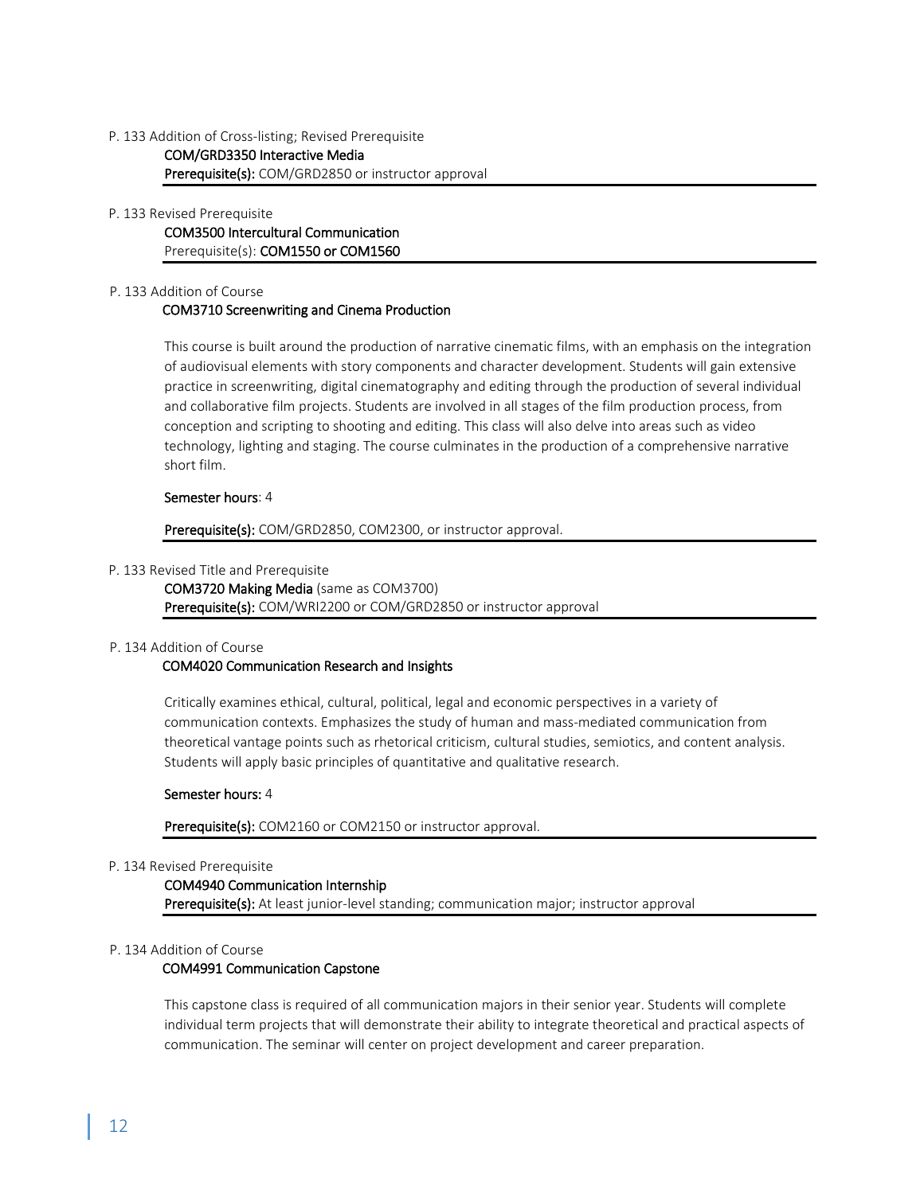P. 133 Addition of Cross-listing; Revised Prerequisite

**COM/GRD3350 Interactive Media**
**Prerequisite(s):** COM/GRD2850 or instructor approval

---

P. 133 Revised Prerequisite

**COM3500 Intercultural Communication**
Prerequisite(s): **COM1550 or COM1560**

---

P. 133 Addition of Course

**COM3710 Screenwriting and Cinema Production**

This course is built around the production of narrative cinematic films, with an emphasis on the integration of audiovisual elements with story components and character development. Students will gain extensive practice in screenwriting, digital cinematography and editing through the production of several individual and collaborative film projects. Students are involved in all stages of the film production process, from conception and scripting to shooting and editing. This class will also delve into areas such as video technology, lighting and staging. The course culminates in the production of a comprehensive narrative short film.

**Semester hours**: 4

**Prerequisite(s):** COM/GRD2850, COM2300, or instructor approval.

---

P. 133 Revised Title and Prerequisite

**COM3720 Making Media** (same as COM3700)
**Prerequisite(s):** COM/WRI2200 or COM/GRD2850 or instructor approval

---

P. 134 Addition of Course

**COM4020 Communication Research and Insights**

Critically examines ethical, cultural, political, legal and economic perspectives in a variety of communication contexts. Emphasizes the study of human and mass-mediated communication from theoretical vantage points such as rhetorical criticism, cultural studies, semiotics, and content analysis. Students will apply basic principles of quantitative and qualitative research.

**Semester hours:** 4

**Prerequisite(s):** COM2160 or COM2150 or instructor approval.

---

P. 134 Revised Prerequisite

**COM4940 Communication Internship**
**Prerequisite(s):** At least junior-level standing; communication major; instructor approval

---

P. 134 Addition of Course

**COM4991 Communication Capstone**

This capstone class is required of all communication majors in their senior year. Students will complete individual term projects that will demonstrate their ability to integrate theoretical and practical aspects of communication. The seminar will center on project development and career preparation.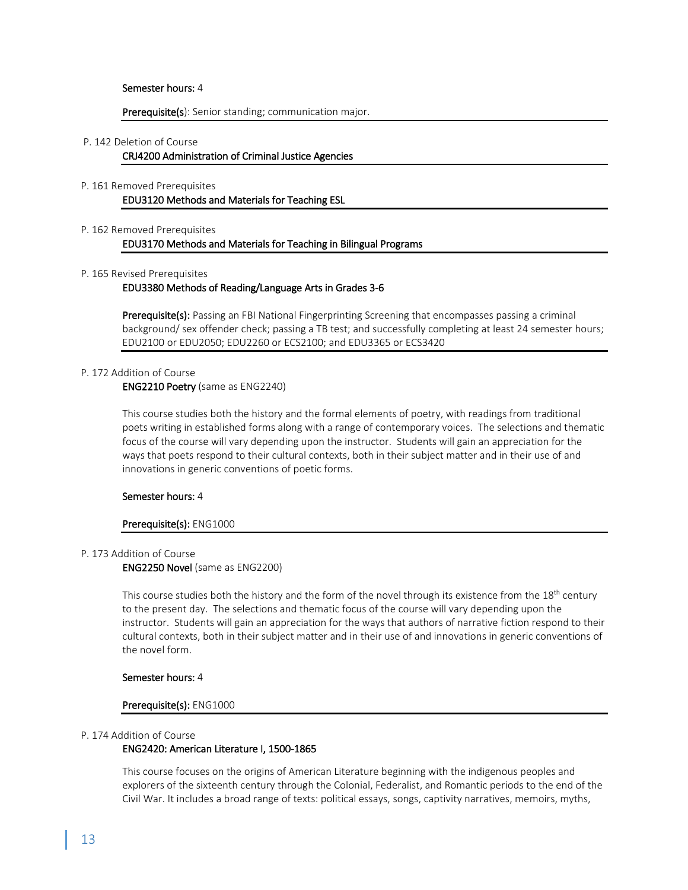**Semester hours:** 4

**Prerequisite(s**): Senior standing; communication major.

---

P. 142 Deletion of Course

**CRJ4200 Administration of Criminal Justice Agencies**

---

P. 161 Removed Prerequisites

**EDU3120 Methods and Materials for Teaching ESL**

---

P. 162 Removed Prerequisites

**EDU3170 Methods and Materials for Teaching in Bilingual Programs**

---

P. 165 Revised Prerequisites

**EDU3380 Methods of Reading/Language Arts in Grades 3-6**

**Prerequisite(s):** Passing an FBI National Fingerprinting Screening that encompasses passing a criminal background/ sex offender check; passing a TB test; and successfully completing at least 24 semester hours; EDU2100 or EDU2050; EDU2260 or ECS2100; and EDU3365 or ECS3420

---

P. 172 Addition of Course

**ENG2210 Poetry** (same as ENG2240)

This course studies both the history and the formal elements of poetry, with readings from traditional poets writing in established forms along with a range of contemporary voices. The selections and thematic focus of the course will vary depending upon the instructor. Students will gain an appreciation for the ways that poets respond to their cultural contexts, both in their subject matter and in their use of and innovations in generic conventions of poetic forms.

**Semester hours:** 4

**Prerequisite(s):** ENG1000

---

P. 173 Addition of Course

**ENG2250 Novel** (same as ENG2200)

This course studies both the history and the form of the novel through its existence from the 18th century to the present day. The selections and thematic focus of the course will vary depending upon the instructor. Students will gain an appreciation for the ways that authors of narrative fiction respond to their cultural contexts, both in their subject matter and in their use of and innovations in generic conventions of the novel form.

**Semester hours:** 4

**Prerequisite(s):** ENG1000

---

P. 174 Addition of Course

**ENG2420: American Literature I, 1500-1865**

This course focuses on the origins of American Literature beginning with the indigenous peoples and explorers of the sixteenth century through the Colonial, Federalist, and Romantic periods to the end of the Civil War. It includes a broad range of texts: political essays, songs, captivity narratives, memoirs, myths,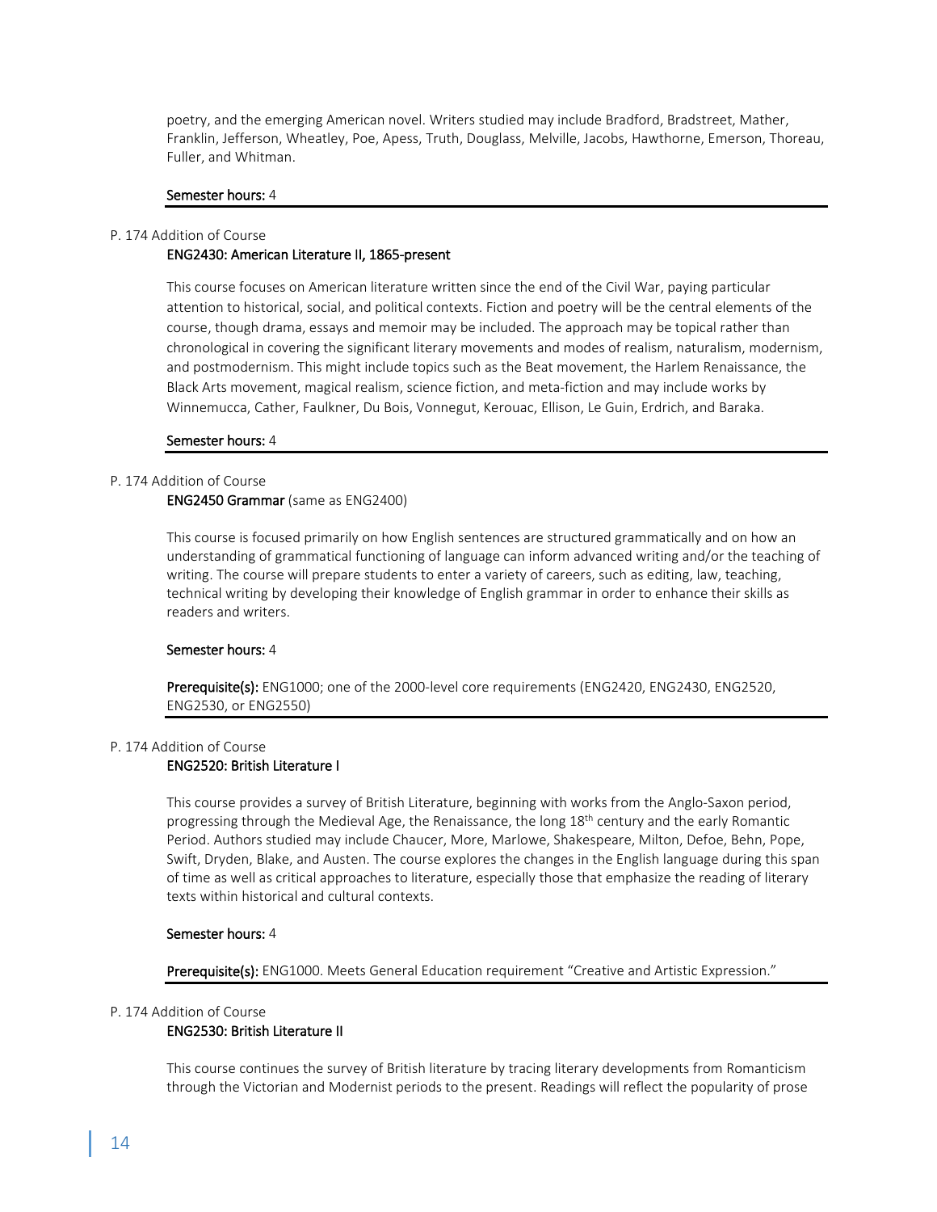poetry, and the emerging American novel. Writers studied may include Bradford, Bradstreet, Mather, Franklin, Jefferson, Wheatley, Poe, Apess, Truth, Douglass, Melville, Jacobs, Hawthorne, Emerson, Thoreau, Fuller, and Whitman.

**Semester hours:** 4

---

P. 174 Addition of Course

**ENG2430: American Literature II, 1865-present**

This course focuses on American literature written since the end of the Civil War, paying particular attention to historical, social, and political contexts. Fiction and poetry will be the central elements of the course, though drama, essays and memoir may be included. The approach may be topical rather than chronological in covering the significant literary movements and modes of realism, naturalism, modernism, and postmodernism. This might include topics such as the Beat movement, the Harlem Renaissance, the Black Arts movement, magical realism, science fiction, and meta-fiction and may include works by Winnemucca, Cather, Faulkner, Du Bois, Vonnegut, Kerouac, Ellison, Le Guin, Erdrich, and Baraka.

**Semester hours:** 4

---

P. 174 Addition of Course

**ENG2450 Grammar** (same as ENG2400)

This course is focused primarily on how English sentences are structured grammatically and on how an understanding of grammatical functioning of language can inform advanced writing and/or the teaching of writing. The course will prepare students to enter a variety of careers, such as editing, law, teaching, technical writing by developing their knowledge of English grammar in order to enhance their skills as readers and writers.

**Semester hours:** 4

**Prerequisite(s):** ENG1000; one of the 2000-level core requirements (ENG2420, ENG2430, ENG2520, ENG2530, or ENG2550)

---

P. 174 Addition of Course

**ENG2520: British Literature I**

This course provides a survey of British Literature, beginning with works from the Anglo-Saxon period, progressing through the Medieval Age, the Renaissance, the long 18th century and the early Romantic Period. Authors studied may include Chaucer, More, Marlowe, Shakespeare, Milton, Defoe, Behn, Pope, Swift, Dryden, Blake, and Austen. The course explores the changes in the English language during this span of time as well as critical approaches to literature, especially those that emphasize the reading of literary texts within historical and cultural contexts.

**Semester hours:** 4

**Prerequisite(s):** ENG1000. Meets General Education requirement "Creative and Artistic Expression."

---

P. 174 Addition of Course

**ENG2530: British Literature II**

This course continues the survey of British literature by tracing literary developments from Romanticism through the Victorian and Modernist periods to the present. Readings will reflect the popularity of prose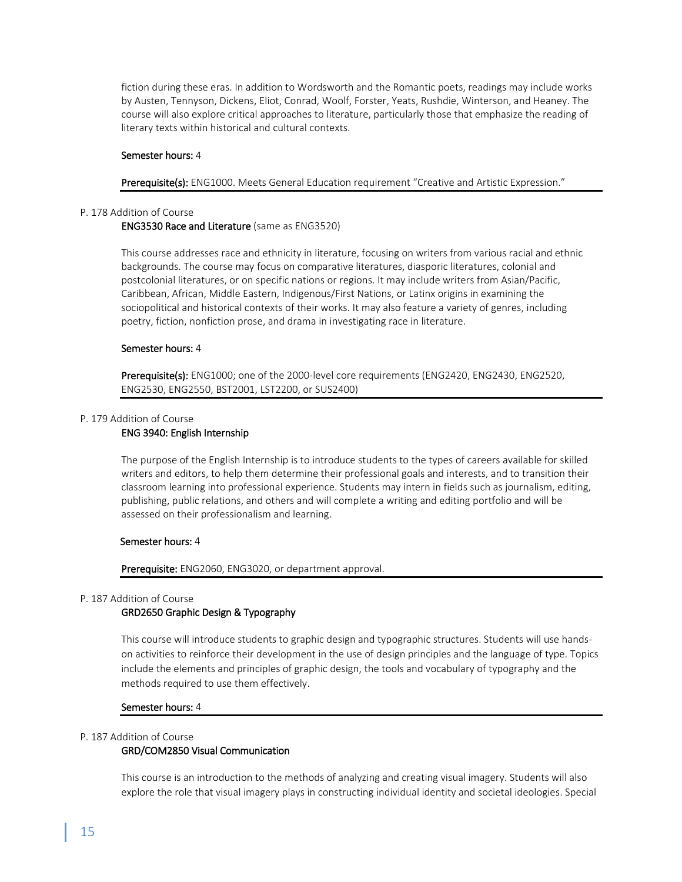fiction during these eras. In addition to Wordsworth and the Romantic poets, readings may include works by Austen, Tennyson, Dickens, Eliot, Conrad, Woolf, Forster, Yeats, Rushdie, Winterson, and Heaney. The course will also explore critical approaches to literature, particularly those that emphasize the reading of literary texts within historical and cultural contexts.

**Semester hours:** 4

**Prerequisite(s):** ENG1000. Meets General Education requirement "Creative and Artistic Expression."

---

P. 178 Addition of Course

**ENG3530 Race and Literature** (same as ENG3520)

This course addresses race and ethnicity in literature, focusing on writers from various racial and ethnic backgrounds. The course may focus on comparative literatures, diasporic literatures, colonial and postcolonial literatures, or on specific nations or regions. It may include writers from Asian/Pacific, Caribbean, African, Middle Eastern, Indigenous/First Nations, or Latinx origins in examining the sociopolitical and historical contexts of their works. It may also feature a variety of genres, including poetry, fiction, nonfiction prose, and drama in investigating race in literature.

**Semester hours:** 4

**Prerequisite(s):** ENG1000; one of the 2000-level core requirements (ENG2420, ENG2430, ENG2520, ENG2530, ENG2550, BST2001, LST2200, or SUS2400)

---

P. 179 Addition of Course

**ENG 3940: English Internship**

The purpose of the English Internship is to introduce students to the types of careers available for skilled writers and editors, to help them determine their professional goals and interests, and to transition their classroom learning into professional experience. Students may intern in fields such as journalism, editing, publishing, public relations, and others and will complete a writing and editing portfolio and will be assessed on their professionalism and learning.

**Semester hours:** 4

**Prerequisite:** ENG2060, ENG3020, or department approval.

---

P. 187 Addition of Course

**GRD2650 Graphic Design & Typography**

This course will introduce students to graphic design and typographic structures. Students will use hands-on activities to reinforce their development in the use of design principles and the language of type. Topics include the elements and principles of graphic design, the tools and vocabulary of typography and the methods required to use them effectively.

**Semester hours:** 4

---

P. 187 Addition of Course

**GRD/COM2850 Visual Communication**

This course is an introduction to the methods of analyzing and creating visual imagery. Students will also explore the role that visual imagery plays in constructing individual identity and societal ideologies. Special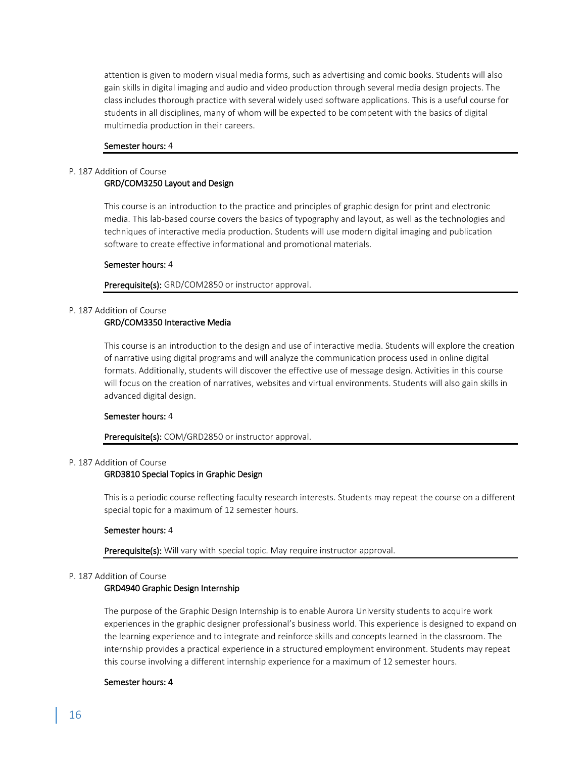attention is given to modern visual media forms, such as advertising and comic books. Students will also gain skills in digital imaging and audio and video production through several media design projects. The class includes thorough practice with several widely used software applications. This is a useful course for students in all disciplines, many of whom will be expected to be competent with the basics of digital multimedia production in their careers.

**Semester hours:** 4

---

P. 187 Addition of Course

**GRD/COM3250 Layout and Design**

This course is an introduction to the practice and principles of graphic design for print and electronic media. This lab-based course covers the basics of typography and layout, as well as the technologies and techniques of interactive media production. Students will use modern digital imaging and publication software to create effective informational and promotional materials.

**Semester hours:** 4

**Prerequisite(s):** GRD/COM2850 or instructor approval.

---

P. 187 Addition of Course

**GRD/COM3350 Interactive Media**

This course is an introduction to the design and use of interactive media. Students will explore the creation of narrative using digital programs and will analyze the communication process used in online digital formats. Additionally, students will discover the effective use of message design. Activities in this course will focus on the creation of narratives, websites and virtual environments. Students will also gain skills in advanced digital design.

**Semester hours:** 4

**Prerequisite(s):** COM/GRD2850 or instructor approval.

---

P. 187 Addition of Course

**GRD3810 Special Topics in Graphic Design**

This is a periodic course reflecting faculty research interests. Students may repeat the course on a different special topic for a maximum of 12 semester hours.

**Semester hours:** 4

**Prerequisite(s):** Will vary with special topic. May require instructor approval.

---

P. 187 Addition of Course

**GRD4940 Graphic Design Internship**

The purpose of the Graphic Design Internship is to enable Aurora University students to acquire work experiences in the graphic designer professional's business world. This experience is designed to expand on the learning experience and to integrate and reinforce skills and concepts learned in the classroom. The internship provides a practical experience in a structured employment environment. Students may repeat this course involving a different internship experience for a maximum of 12 semester hours.

**Semester hours: 4**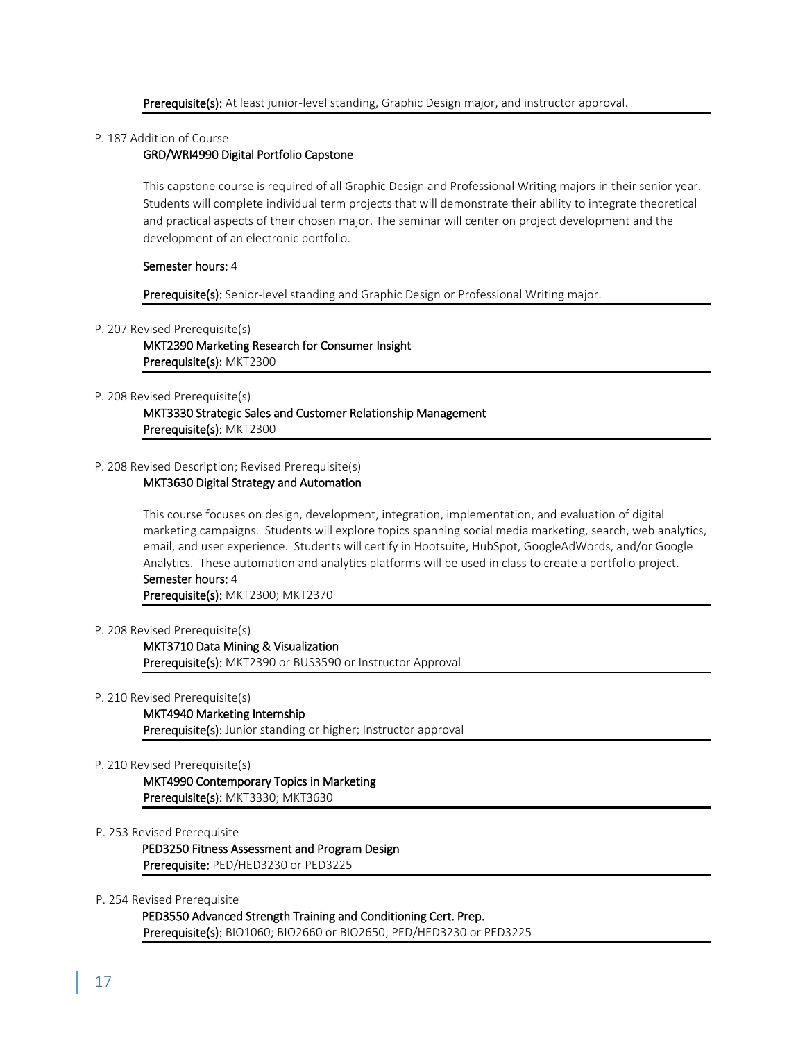**Prerequisite(s):** At least junior-level standing, Graphic Design major, and instructor approval.

P. 187 Addition of Course

**GRD/WRI4990 Digital Portfolio Capstone**

This capstone course is required of all Graphic Design and Professional Writing majors in their senior year. Students will complete individual term projects that will demonstrate their ability to integrate theoretical and practical aspects of their chosen major. The seminar will center on project development and the development of an electronic portfolio.

**Semester hours:** 4

**Prerequisite(s):** Senior-level standing and Graphic Design or Professional Writing major.

P. 207 Revised Prerequisite(s)

**MKT2390 Marketing Research for Consumer Insight**

**Prerequisite(s):** MKT2300

P. 208 Revised Prerequisite(s)

**MKT3330 Strategic Sales and Customer Relationship Management**

**Prerequisite(s):** MKT2300

P. 208 Revised Description; Revised Prerequisite(s)

**MKT3630 Digital Strategy and Automation**

This course focuses on design, development, integration, implementation, and evaluation of digital marketing campaigns. Students will explore topics spanning social media marketing, search, web analytics, email, and user experience. Students will certify in Hootsuite, HubSpot, GoogleAdWords, and/or Google Analytics. These automation and analytics platforms will be used in class to create a portfolio project.

**Semester hours:** 4

**Prerequisite(s):** MKT2300; MKT2370

P. 208 Revised Prerequisite(s)

**MKT3710 Data Mining & Visualization**

**Prerequisite(s):** MKT2390 or BUS3590 or Instructor Approval

P. 210 Revised Prerequisite(s)

**MKT4940 Marketing Internship**

**Prerequisite(s):** Junior standing or higher; Instructor approval

P. 210 Revised Prerequisite(s)

**MKT4990 Contemporary Topics in Marketing**

**Prerequisite(s):** MKT3330; MKT3630

P. 253 Revised Prerequisite

**PED3250 Fitness Assessment and Program Design**

**Prerequisite:** PED/HED3230 or PED3225

P. 254 Revised Prerequisite

**PED3550 Advanced Strength Training and Conditioning Cert. Prep.**

**Prerequisite(s):** BIO1060; BIO2660 or BIO2650; PED/HED3230 or PED3225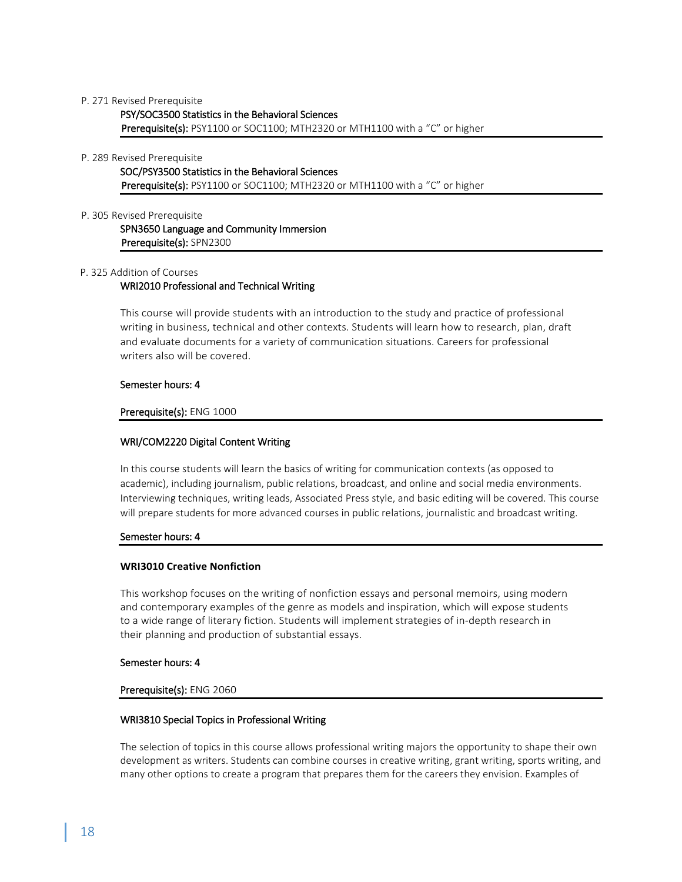P. 271 Revised Prerequisite

PSY/SOC3500 Statistics in the Behavioral Sciences

**Prerequisite(s):** PSY1100 or SOC1100; MTH2320 or MTH1100 with a "C" or higher

---

P. 289 Revised Prerequisite

SOC/PSY3500 Statistics in the Behavioral Sciences

**Prerequisite(s):** PSY1100 or SOC1100; MTH2320 or MTH1100 with a "C" or higher

---

P. 305 Revised Prerequisite

SPN3650 Language and Community Immersion

**Prerequisite(s):** SPN2300

---

P. 325 Addition of Courses

WRI2010 Professional and Technical Writing

This course will provide students with an introduction to the study and practice of professional writing in business, technical and other contexts. Students will learn how to research, plan, draft and evaluate documents for a variety of communication situations. Careers for professional writers also will be covered.

Semester hours: 4

**Prerequisite(s):** ENG 1000

---

WRI/COM2220 Digital Content Writing

In this course students will learn the basics of writing for communication contexts (as opposed to academic), including journalism, public relations, broadcast, and online and social media environments. Interviewing techniques, writing leads, Associated Press style, and basic editing will be covered. This course will prepare students for more advanced courses in public relations, journalistic and broadcast writing.

Semester hours: 4

---

**WRI3010 Creative Nonfiction**

This workshop focuses on the writing of nonfiction essays and personal memoirs, using modern and contemporary examples of the genre as models and inspiration, which will expose students to a wide range of literary fiction. Students will implement strategies of in-depth research in their planning and production of substantial essays.

Semester hours: 4

**Prerequisite(s):** ENG 2060

---

WRI3810 Special Topics in Professional Writing

The selection of topics in this course allows professional writing majors the opportunity to shape their own development as writers. Students can combine courses in creative writing, grant writing, sports writing, and many other options to create a program that prepares them for the careers they envision. Examples of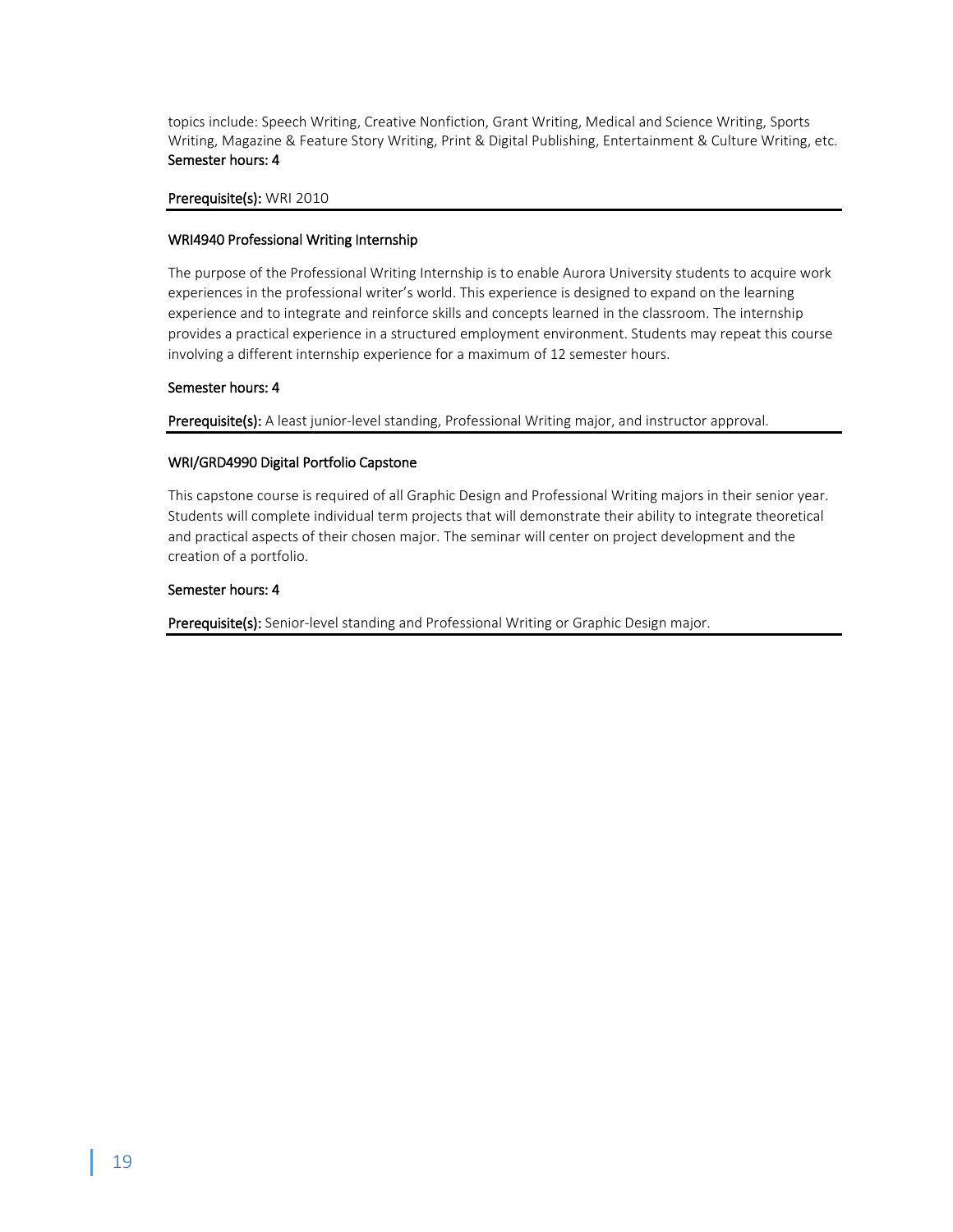topics include: Speech Writing, Creative Nonfiction, Grant Writing, Medical and Science Writing, Sports Writing, Magazine & Feature Story Writing, Print & Digital Publishing, Entertainment & Culture Writing, etc.
Semester hours: 4

**Prerequisite(s):** WRI 2010

---

### WRI4940 Professional Writing Internship

The purpose of the Professional Writing Internship is to enable Aurora University students to acquire work experiences in the professional writer's world. This experience is designed to expand on the learning experience and to integrate and reinforce skills and concepts learned in the classroom. The internship provides a practical experience in a structured employment environment. Students may repeat this course involving a different internship experience for a maximum of 12 semester hours.

Semester hours: 4

**Prerequisite(s):** A least junior-level standing, Professional Writing major, and instructor approval.

---

### WRI/GRD4990 Digital Portfolio Capstone

This capstone course is required of all Graphic Design and Professional Writing majors in their senior year. Students will complete individual term projects that will demonstrate their ability to integrate theoretical and practical aspects of their chosen major. The seminar will center on project development and the creation of a portfolio.

Semester hours: 4

**Prerequisite(s):** Senior-level standing and Professional Writing or Graphic Design major.

---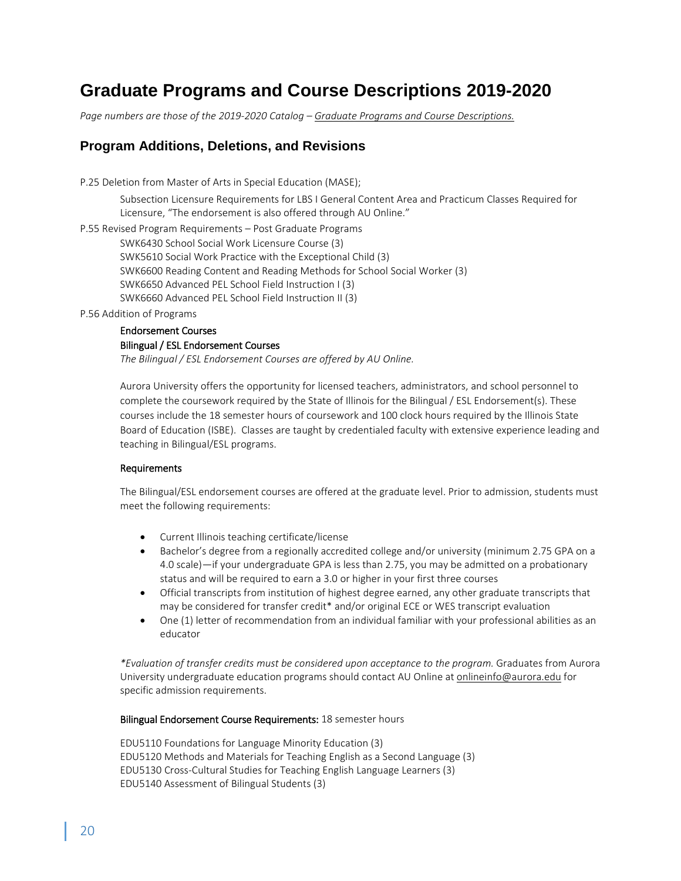# Graduate Programs and Course Descriptions 2019-2020

*Page numbers are those of the 2019-2020 Catalog – Graduate Programs and Course Descriptions.*

## Program Additions, Deletions, and Revisions

P.25 Deletion from Master of Arts in Special Education (MASE);

> Subsection Licensure Requirements for LBS I General Content Area and Practicum Classes Required for Licensure, "The endorsement is also offered through AU Online."

P.55 Revised Program Requirements – Post Graduate Programs

> SWK6430 School Social Work Licensure Course (3)
> SWK5610 Social Work Practice with the Exceptional Child (3)
> SWK6600 Reading Content and Reading Methods for School Social Worker (3)
> SWK6650 Advanced PEL School Field Instruction I (3)
> SWK6660 Advanced PEL School Field Instruction II (3)

P.56 Addition of Programs

**Endorsement Courses**

**Bilingual / ESL Endorsement Courses**

*The Bilingual / ESL Endorsement Courses are offered by AU Online.*

Aurora University offers the opportunity for licensed teachers, administrators, and school personnel to complete the coursework required by the State of Illinois for the Bilingual / ESL Endorsement(s). These courses include the 18 semester hours of coursework and 100 clock hours required by the Illinois State Board of Education (ISBE). Classes are taught by credentialed faculty with extensive experience leading and teaching in Bilingual/ESL programs.

**Requirements**

The Bilingual/ESL endorsement courses are offered at the graduate level. Prior to admission, students must meet the following requirements:

- Current Illinois teaching certificate/license
- Bachelor's degree from a regionally accredited college and/or university (minimum 2.75 GPA on a 4.0 scale)—if your undergraduate GPA is less than 2.75, you may be admitted on a probationary status and will be required to earn a 3.0 or higher in your first three courses
- Official transcripts from institution of highest degree earned, any other graduate transcripts that may be considered for transfer credit* and/or original ECE or WES transcript evaluation
- One (1) letter of recommendation from an individual familiar with your professional abilities as an educator

*\*Evaluation of transfer credits must be considered upon acceptance to the program.* Graduates from Aurora University undergraduate education programs should contact AU Online at onlineinfo@aurora.edu for specific admission requirements.

**Bilingual Endorsement Course Requirements:** 18 semester hours

EDU5110 Foundations for Language Minority Education (3)
EDU5120 Methods and Materials for Teaching English as a Second Language (3)
EDU5130 Cross-Cultural Studies for Teaching English Language Learners (3)
EDU5140 Assessment of Bilingual Students (3)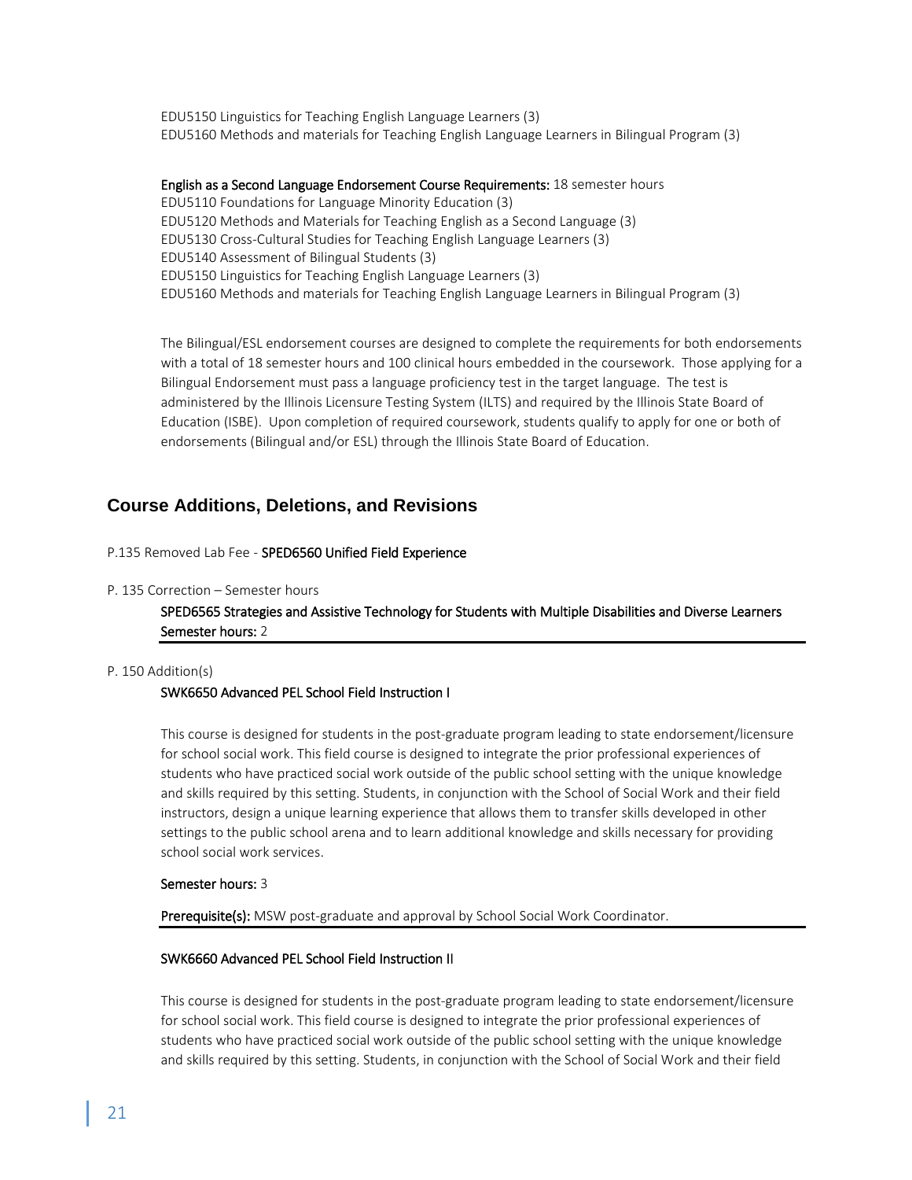EDU5150 Linguistics for Teaching English Language Learners (3)
EDU5160 Methods and materials for Teaching English Language Learners in Bilingual Program (3)

**English as a Second Language Endorsement Course Requirements:** 18 semester hours
EDU5110 Foundations for Language Minority Education (3)
EDU5120 Methods and Materials for Teaching English as a Second Language (3)
EDU5130 Cross-Cultural Studies for Teaching English Language Learners (3)
EDU5140 Assessment of Bilingual Students (3)
EDU5150 Linguistics for Teaching English Language Learners (3)
EDU5160 Methods and materials for Teaching English Language Learners in Bilingual Program (3)

The Bilingual/ESL endorsement courses are designed to complete the requirements for both endorsements with a total of 18 semester hours and 100 clinical hours embedded in the coursework. Those applying for a Bilingual Endorsement must pass a language proficiency test in the target language. The test is administered by the Illinois Licensure Testing System (ILTS) and required by the Illinois State Board of Education (ISBE). Upon completion of required coursework, students qualify to apply for one or both of endorsements (Bilingual and/or ESL) through the Illinois State Board of Education.

## Course Additions, Deletions, and Revisions

P.135 Removed Lab Fee - **SPED6560 Unified Field Experience**

P. 135 Correction – Semester hours

**SPED6565 Strategies and Assistive Technology for Students with Multiple Disabilities and Diverse Learners**
**Semester hours:** 2

---

P. 150 Addition(s)

**SWK6650 Advanced PEL School Field Instruction I**

This course is designed for students in the post-graduate program leading to state endorsement/licensure for school social work. This field course is designed to integrate the prior professional experiences of students who have practiced social work outside of the public school setting with the unique knowledge and skills required by this setting. Students, in conjunction with the School of Social Work and their field instructors, design a unique learning experience that allows them to transfer skills developed in other settings to the public school arena and to learn additional knowledge and skills necessary for providing school social work services.

**Semester hours:** 3

**Prerequisite(s):** MSW post-graduate and approval by School Social Work Coordinator.

---

**SWK6660 Advanced PEL School Field Instruction II**

This course is designed for students in the post-graduate program leading to state endorsement/licensure for school social work. This field course is designed to integrate the prior professional experiences of students who have practiced social work outside of the public school setting with the unique knowledge and skills required by this setting. Students, in conjunction with the School of Social Work and their field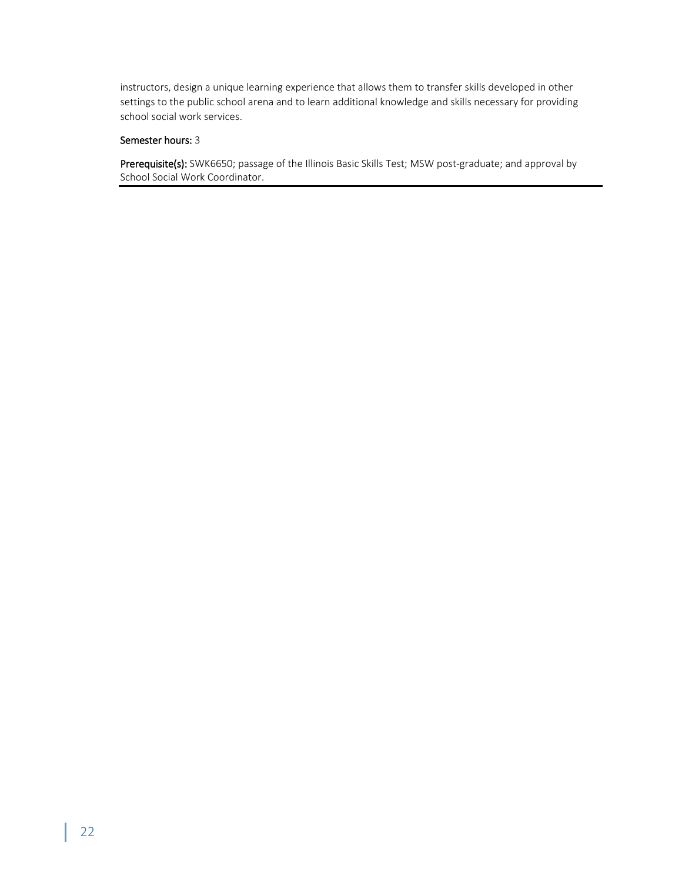instructors, design a unique learning experience that allows them to transfer skills developed in other settings to the public school arena and to learn additional knowledge and skills necessary for providing school social work services.

**Semester hours:** 3

**Prerequisite(s):** SWK6650; passage of the Illinois Basic Skills Test; MSW post-graduate; and approval by School Social Work Coordinator.